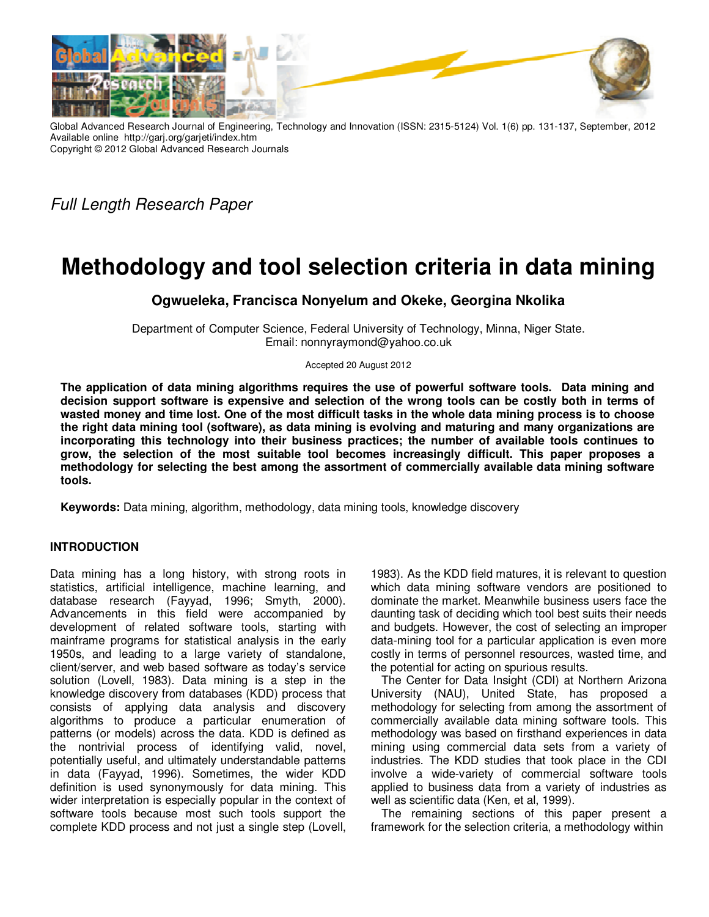*Full Length Research Paper*

# Methodology and tool selection criteria in data mining

**Ogwueleka, Francisca Nonyelum and Okeke, Georgina Nkolika**

Department of Computer Science, Federal University of Technology, Minna, Niger State.
Email: nonnyraymond@yahoo.co.uk

Accepted 20 August 2012

**The application of data mining algorithms requires the use of powerful software tools. Data mining and decision support software is expensive and selection of the wrong tools can be costly both in terms of wasted money and time lost. One of the most difficult tasks in the whole data mining process is to choose the right data mining tool (software), as data mining is evolving and maturing and many organizations are incorporating this technology into their business practices; the number of available tools continues to grow, the selection of the most suitable tool becomes increasingly difficult. This paper proposes a methodology for selecting the best among the assortment of commercially available data mining software tools.**

**Keywords:** Data mining, algorithm, methodology, data mining tools, knowledge discovery

## INTRODUCTION

Data mining has a long history, with strong roots in statistics, artificial intelligence, machine learning, and database research (Fayyad, 1996; Smyth, 2000). Advancements in this field were accompanied by development of related software tools, starting with mainframe programs for statistical analysis in the early 1950s, and leading to a large variety of standalone, client/server, and web based software as today's service solution (Lovell, 1983). Data mining is a step in the knowledge discovery from databases (KDD) process that consists of applying data analysis and discovery algorithms to produce a particular enumeration of patterns (or models) across the data. KDD is defined as the nontrivial process of identifying valid, novel, potentially useful, and ultimately understandable patterns in data (Fayyad, 1996). Sometimes, the wider KDD definition is used synonymously for data mining. This wider interpretation is especially popular in the context of software tools because most such tools support the complete KDD process and not just a single step (Lovell, 1983). As the KDD field matures, it is relevant to question which data mining software vendors are positioned to dominate the market. Meanwhile business users face the daunting task of deciding which tool best suits their needs and budgets. However, the cost of selecting an improper data-mining tool for a particular application is even more costly in terms of personnel resources, wasted time, and the potential for acting on spurious results.

The Center for Data Insight (CDI) at Northern Arizona University (NAU), United State, has proposed a methodology for selecting from among the assortment of commercially available data mining software tools. This methodology was based on firsthand experiences in data mining using commercial data sets from a variety of industries. The KDD studies that took place in the CDI involve a wide-variety of commercial software tools applied to business data from a variety of industries as well as scientific data (Ken, et al, 1999).

The remaining sections of this paper present a framework for the selection criteria, a methodology within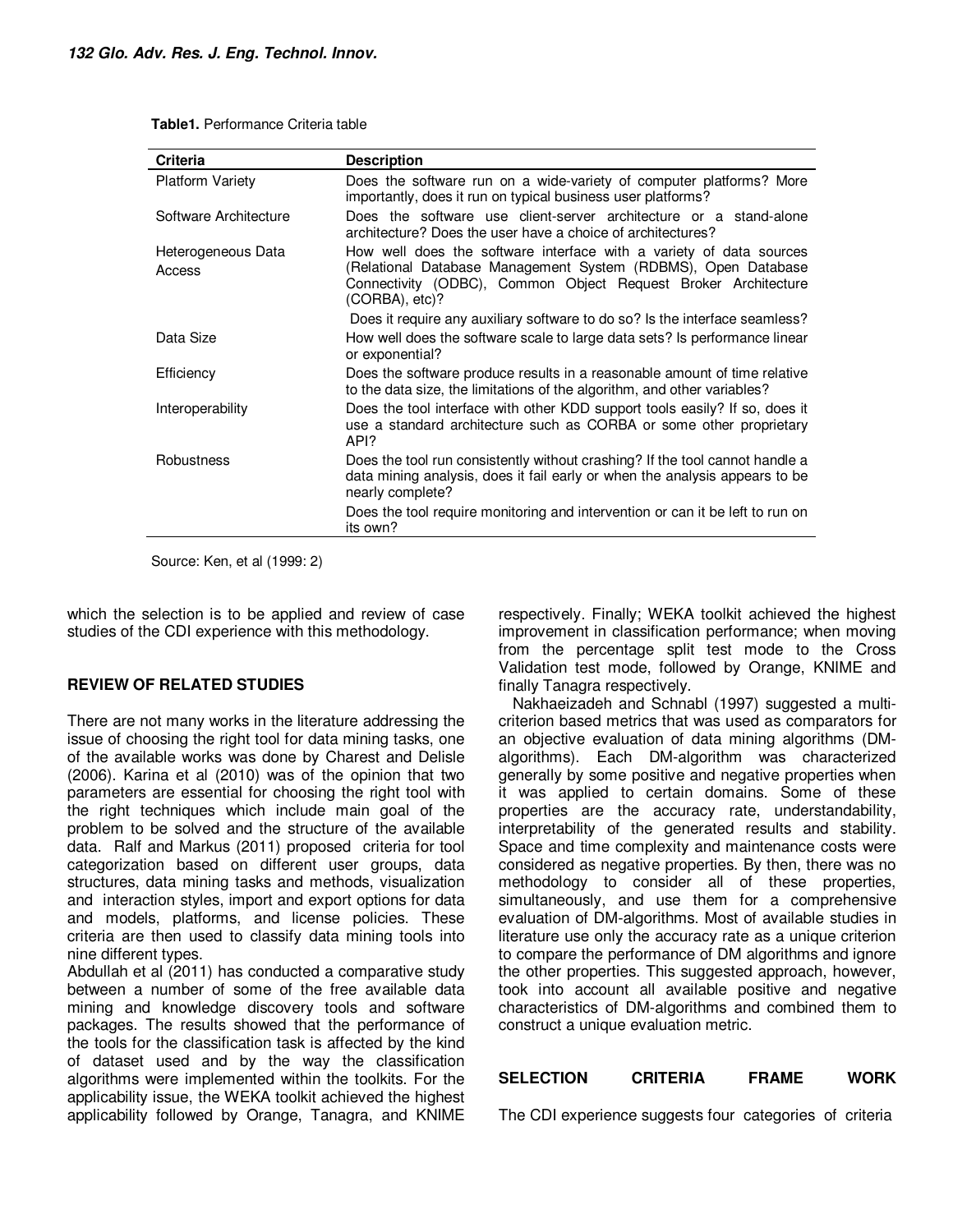**Table1.** Performance Criteria table

| Criteria | Description |
|---|---|
| Platform Variety | Does the software run on a wide-variety of computer platforms? More importantly, does it run on typical business user platforms? |
| Software Architecture | Does the software use client-server architecture or a stand-alone architecture? Does the user have a choice of architectures? |
| Heterogeneous Data Access | How well does the software interface with a variety of data sources (Relational Database Management System (RDBMS), Open Database Connectivity (ODBC), Common Object Request Broker Architecture (CORBA), etc)? |
| | Does it require any auxiliary software to do so? Is the interface seamless? |
| Data Size | How well does the software scale to large data sets? Is performance linear or exponential? |
| Efficiency | Does the software produce results in a reasonable amount of time relative to the data size, the limitations of the algorithm, and other variables? |
| Interoperability | Does the tool interface with other KDD support tools easily? If so, does it use a standard architecture such as CORBA or some other proprietary API? |
| Robustness | Does the tool run consistently without crashing? If the tool cannot handle a data mining analysis, does it fail early or when the analysis appears to be nearly complete? |
| | Does the tool require monitoring and intervention or can it be left to run on its own? |

Source: Ken, et al (1999: 2)

which the selection is to be applied and review of case studies of the CDI experience with this methodology.

## REVIEW OF RELATED STUDIES

There are not many works in the literature addressing the issue of choosing the right tool for data mining tasks, one of the available works was done by Charest and Delisle (2006). Karina et al (2010) was of the opinion that two parameters are essential for choosing the right tool with the right techniques which include main goal of the problem to be solved and the structure of the available data. Ralf and Markus (2011) proposed criteria for tool categorization based on different user groups, data structures, data mining tasks and methods, visualization and interaction styles, import and export options for data and models, platforms, and license policies. These criteria are then used to classify data mining tools into nine different types.

Abdullah et al (2011) has conducted a comparative study between a number of some of the free available data mining and knowledge discovery tools and software packages. The results showed that the performance of the tools for the classification task is affected by the kind of dataset used and by the way the classification algorithms were implemented within the toolkits. For the applicability issue, the WEKA toolkit achieved the highest applicability followed by Orange, Tanagra, and KNIME respectively. Finally; WEKA toolkit achieved the highest improvement in classification performance; when moving from the percentage split test mode to the Cross Validation test mode, followed by Orange, KNIME and finally Tanagra respectively.

Nakhaeizadeh and Schnabl (1997) suggested a multi-criterion based metrics that was used as comparators for an objective evaluation of data mining algorithms (DM-algorithms). Each DM-algorithm was characterized generally by some positive and negative properties when it was applied to certain domains. Some of these properties are the accuracy rate, understandability, interpretability of the generated results and stability. Space and time complexity and maintenance costs were considered as negative properties. By then, there was no methodology to consider all of these properties, simultaneously, and use them for a comprehensive evaluation of DM-algorithms. Most of available studies in literature use only the accuracy rate as a unique criterion to compare the performance of DM algorithms and ignore the other properties. This suggested approach, however, took into account all available positive and negative characteristics of DM-algorithms and combined them to construct a unique evaluation metric.

## SELECTION CRITERIA FRAME WORK

The CDI experience suggests four categories of criteria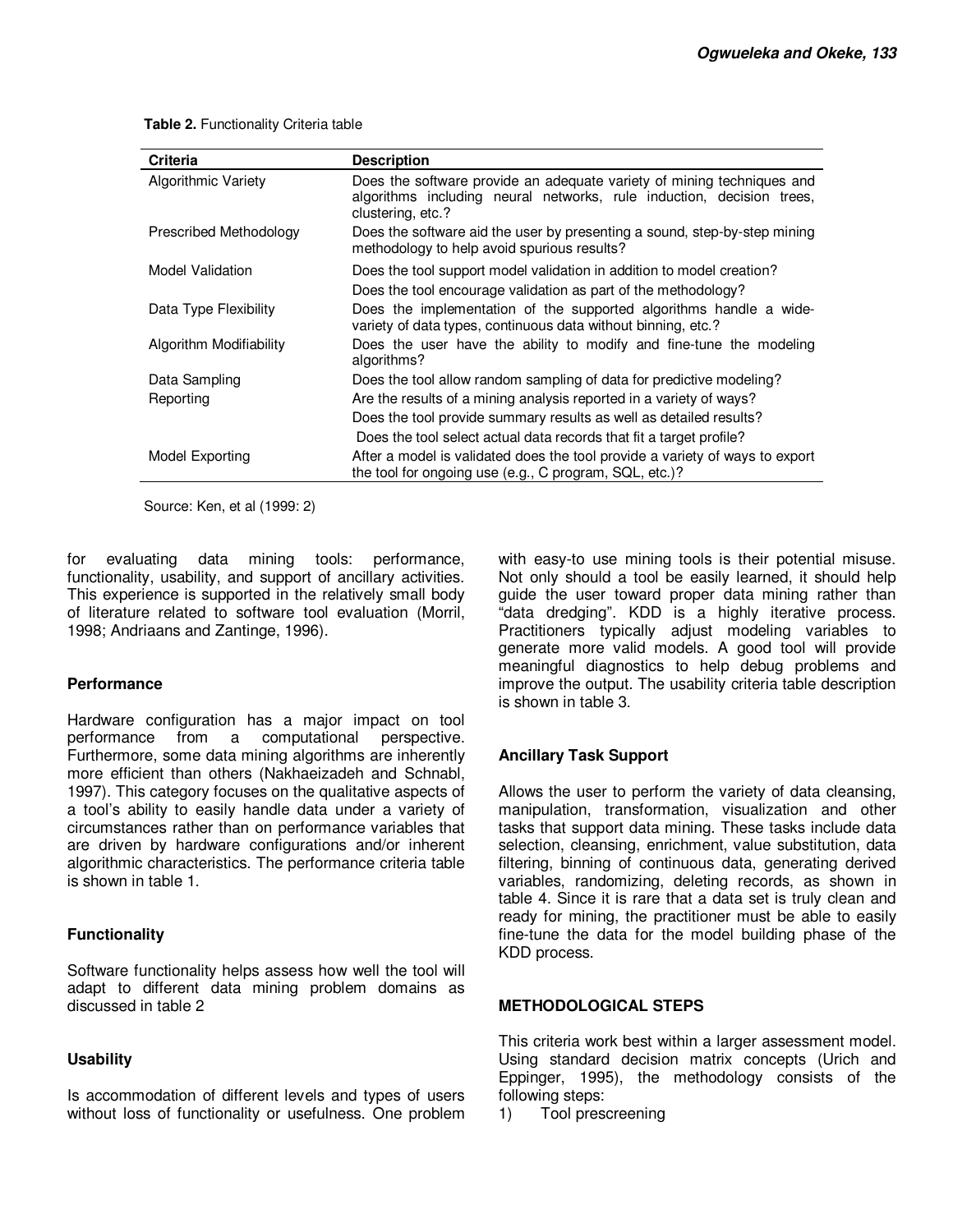**Table 2.** Functionality Criteria table

| Criteria | Description |
| --- | --- |
| Algorithmic Variety | Does the software provide an adequate variety of mining techniques and algorithms including neural networks, rule induction, decision trees, clustering, etc.? |
| Prescribed Methodology | Does the software aid the user by presenting a sound, step-by-step mining methodology to help avoid spurious results? |
| Model Validation | Does the tool support model validation in addition to model creation? |
| | Does the tool encourage validation as part of the methodology? |
| Data Type Flexibility | Does the implementation of the supported algorithms handle a wide-variety of data types, continuous data without binning, etc.? |
| Algorithm Modifiability | Does the user have the ability to modify and fine-tune the modeling algorithms? |
| Data Sampling | Does the tool allow random sampling of data for predictive modeling? |
| Reporting | Are the results of a mining analysis reported in a variety of ways? |
| | Does the tool provide summary results as well as detailed results? |
| | Does the tool select actual data records that fit a target profile? |
| Model Exporting | After a model is validated does the tool provide a variety of ways to export the tool for ongoing use (e.g., C program, SQL, etc.)? |

Source: Ken, et al (1999: 2)

for evaluating data mining tools: performance, functionality, usability, and support of ancillary activities. This experience is supported in the relatively small body of literature related to software tool evaluation (Morril, 1998; Andriaans and Zantinge, 1996).

### Performance

Hardware configuration has a major impact on tool performance from a computational perspective. Furthermore, some data mining algorithms are inherently more efficient than others (Nakhaeizadeh and Schnabl, 1997). This category focuses on the qualitative aspects of a tool's ability to easily handle data under a variety of circumstances rather than on performance variables that are driven by hardware configurations and/or inherent algorithmic characteristics. The performance criteria table is shown in table 1.

### Functionality

Software functionality helps assess how well the tool will adapt to different data mining problem domains as discussed in table 2

### Usability

Is accommodation of different levels and types of users without loss of functionality or usefulness. One problem with easy-to use mining tools is their potential misuse. Not only should a tool be easily learned, it should help guide the user toward proper data mining rather than "data dredging". KDD is a highly iterative process. Practitioners typically adjust modeling variables to generate more valid models. A good tool will provide meaningful diagnostics to help debug problems and improve the output. The usability criteria table description is shown in table 3.

### Ancillary Task Support

Allows the user to perform the variety of data cleansing, manipulation, transformation, visualization and other tasks that support data mining. These tasks include data selection, cleansing, enrichment, value substitution, data filtering, binning of continuous data, generating derived variables, randomizing, deleting records, as shown in table 4. Since it is rare that a data set is truly clean and ready for mining, the practitioner must be able to easily fine-tune the data for the model building phase of the KDD process.

## METHODOLOGICAL STEPS

This criteria work best within a larger assessment model. Using standard decision matrix concepts (Urich and Eppinger, 1995), the methodology consists of the following steps:

1) Tool prescreening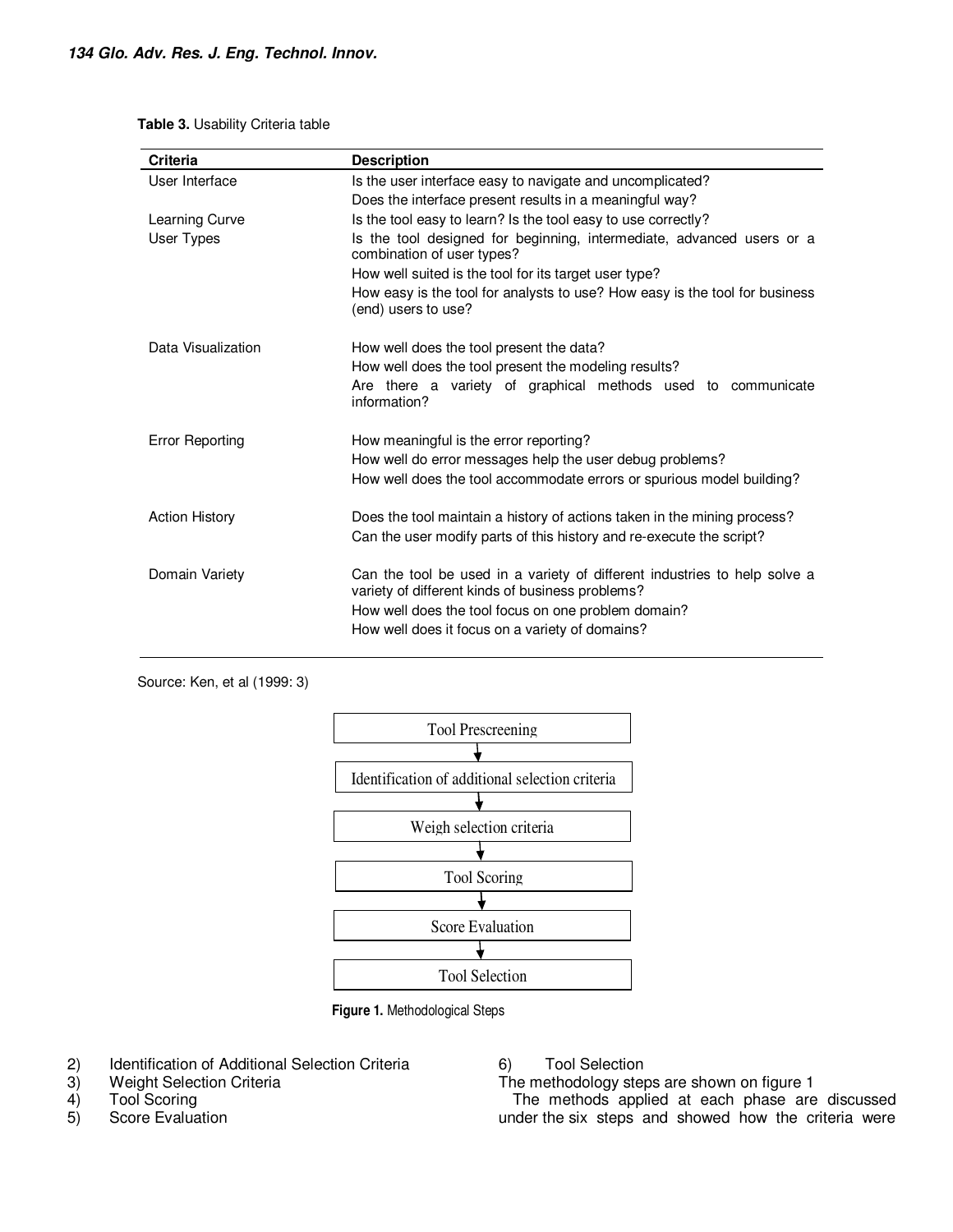**Table 3.** Usability Criteria table

| Criteria | Description |
| --- | --- |
| User Interface | Is the user interface easy to navigate and uncomplicated? |
| | Does the interface present results in a meaningful way? |
| Learning Curve | Is the tool easy to learn? Is the tool easy to use correctly? |
| User Types | Is the tool designed for beginning, intermediate, advanced users or a combination of user types? |
| | How well suited is the tool for its target user type? |
| | How easy is the tool for analysts to use? How easy is the tool for business (end) users to use? |
| Data Visualization | How well does the tool present the data? |
| | How well does the tool present the modeling results? |
| | Are there a variety of graphical methods used to communicate information? |
| Error Reporting | How meaningful is the error reporting? |
| | How well do error messages help the user debug problems? |
| | How well does the tool accommodate errors or spurious model building? |
| Action History | Does the tool maintain a history of actions taken in the mining process? |
| | Can the user modify parts of this history and re-execute the script? |
| Domain Variety | Can the tool be used in a variety of different industries to help solve a variety of different kinds of business problems? |
| | How well does the tool focus on one problem domain? |
| | How well does it focus on a variety of domains? |

Source: Ken, et al (1999: 3)

Tool Prescreening → Identification of additional selection criteria → Weigh selection criteria → Tool Scoring → Score Evaluation → Tool Selection

**Figure 1.** Methodological Steps

2) Identification of Additional Selection Criteria
3) Weight Selection Criteria
4) Tool Scoring
5) Score Evaluation
6) Tool Selection

The methodology steps are shown on figure 1

The methods applied at each phase are discussed under the six steps and showed how the criteria were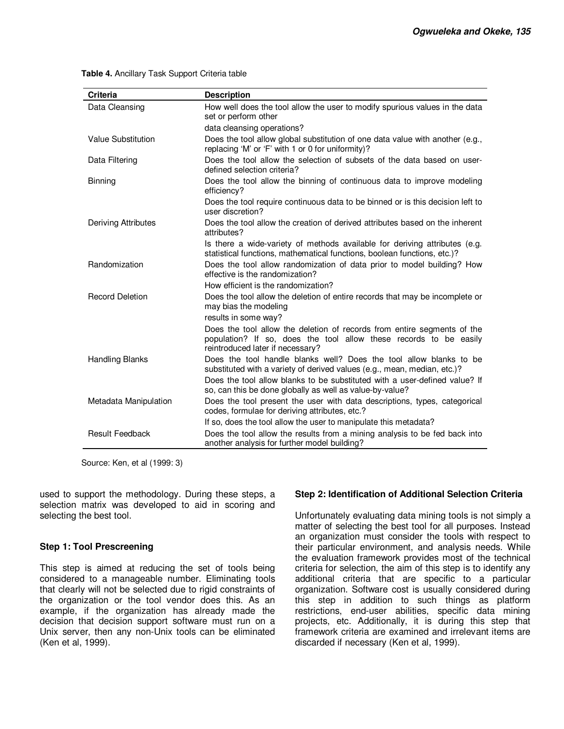**Table 4.** Ancillary Task Support Criteria table

| Criteria | Description |
|---|---|
| Data Cleansing | How well does the tool allow the user to modify spurious values in the data set or perform other data cleansing operations? |
| Value Substitution | Does the tool allow global substitution of one data value with another (e.g., replacing 'M' or 'F' with 1 or 0 for uniformity)? |
| Data Filtering | Does the tool allow the selection of subsets of the data based on user-defined selection criteria? |
| Binning | Does the tool allow the binning of continuous data to improve modeling efficiency? |
| | Does the tool require continuous data to be binned or is this decision left to user discretion? |
| Deriving Attributes | Does the tool allow the creation of derived attributes based on the inherent attributes? |
| | Is there a wide-variety of methods available for deriving attributes (e.g. statistical functions, mathematical functions, boolean functions, etc.)? |
| Randomization | Does the tool allow randomization of data prior to model building? How effective is the randomization? |
| | How efficient is the randomization? |
| Record Deletion | Does the tool allow the deletion of entire records that may be incomplete or may bias the modeling results in some way? |
| | Does the tool allow the deletion of records from entire segments of the population? If so, does the tool allow these records to be easily reintroduced later if necessary? |
| Handling Blanks | Does the tool handle blanks well? Does the tool allow blanks to be substituted with a variety of derived values (e.g., mean, median, etc.)? |
| | Does the tool allow blanks to be substituted with a user-defined value? If so, can this be done globally as well as value-by-value? |
| Metadata Manipulation | Does the tool present the user with data descriptions, types, categorical codes, formulae for deriving attributes, etc.? |
| | If so, does the tool allow the user to manipulate this metadata? |
| Result Feedback | Does the tool allow the results from a mining analysis to be fed back into another analysis for further model building? |

Source: Ken, et al (1999: 3)

used to support the methodology. During these steps, a selection matrix was developed to aid in scoring and selecting the best tool.

### Step 1: Tool Prescreening

This step is aimed at reducing the set of tools being considered to a manageable number. Eliminating tools that clearly will not be selected due to rigid constraints of the organization or the tool vendor does this. As an example, if the organization has already made the decision that decision support software must run on a Unix server, then any non-Unix tools can be eliminated (Ken et al, 1999).

### Step 2: Identification of Additional Selection Criteria

Unfortunately evaluating data mining tools is not simply a matter of selecting the best tool for all purposes. Instead an organization must consider the tools with respect to their particular environment, and analysis needs. While the evaluation framework provides most of the technical criteria for selection, the aim of this step is to identify any additional criteria that are specific to a particular organization. Software cost is usually considered during this step in addition to such things as platform restrictions, end-user abilities, specific data mining projects, etc. Additionally, it is during this step that framework criteria are examined and irrelevant items are discarded if necessary (Ken et al, 1999).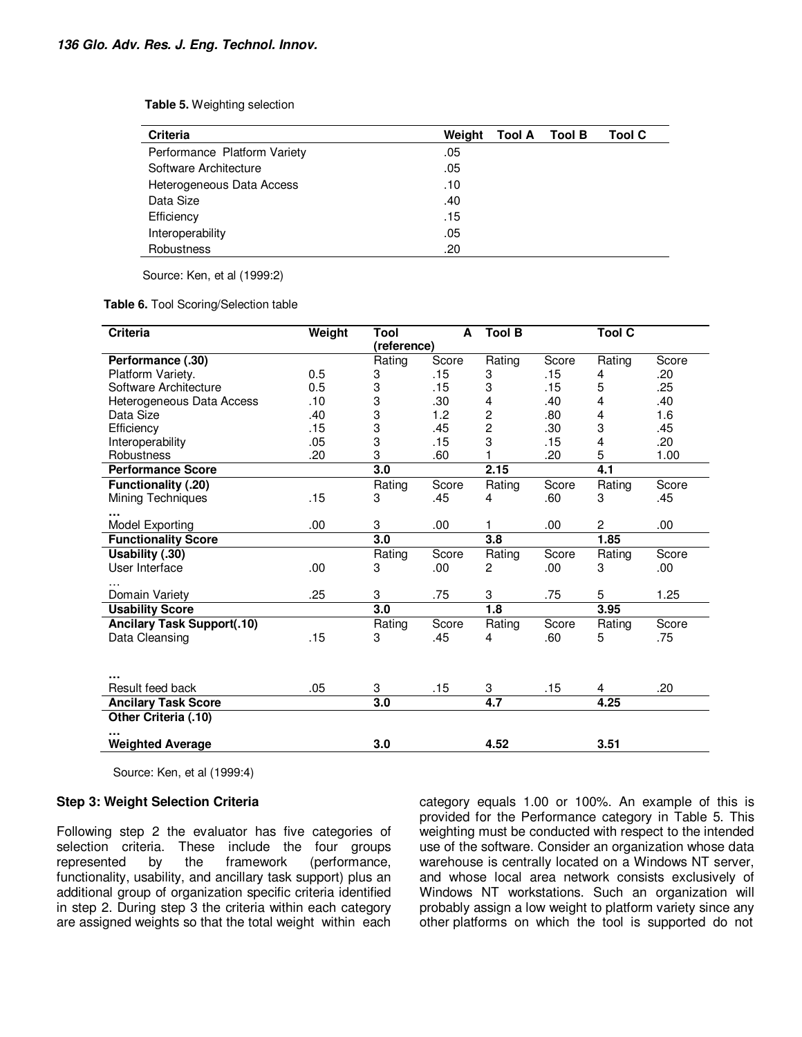**Table 5.** Weighting selection

| Criteria | Weight | Tool A | Tool B | Tool C |
|---|---|---|---|---|
| Performance Platform Variety | .05 | | | |
| Software Architecture | .05 | | | |
| Heterogeneous Data Access | .10 | | | |
| Data Size | .40 | | | |
| Efficiency | .15 | | | |
| Interoperability | .05 | | | |
| Robustness | .20 | | | |

Source: Ken, et al (1999:2)

**Table 6.** Tool Scoring/Selection table

| Criteria | Weight | Tool A (reference) | | Tool B | | Tool C | |
|---|---|---|---|---|---|---|---|
| **Performance (.30)** | | Rating | Score | Rating | Score | Rating | Score |
| Platform Variety. | 0.5 | 3 | .15 | 3 | .15 | 4 | .20 |
| Software Architecture | 0.5 | 3 | .15 | 3 | .15 | 5 | .25 |
| Heterogeneous Data Access | .10 | 3 | .30 | 4 | .40 | 4 | .40 |
| Data Size | .40 | 3 | 1.2 | 2 | .80 | 4 | 1.6 |
| Efficiency | .15 | 3 | .45 | 2 | .30 | 3 | .45 |
| Interoperability | .05 | 3 | .15 | 3 | .15 | 4 | .20 |
| Robustness | .20 | 3 | .60 | 1 | .20 | 5 | 1.00 |
| **Performance Score** | | **3.0** | | **2.15** | | **4.1** | |
| **Functionality (.20)** | | Rating | Score | Rating | Score | Rating | Score |
| Mining Techniques | .15 | 3 | .45 | 4 | .60 | 3 | .45 |
| **…** | | | | | | | |
| Model Exporting | .00 | 3 | .00 | 1 | .00 | 2 | .00 |
| **Functionality Score** | | **3.0** | | **3.8** | | **1.85** | |
| **Usability (.30)** | | Rating | Score | Rating | Score | Rating | Score |
| User Interface | .00 | 3 | .00 | 2 | .00 | 3 | .00 |
| … | | | | | | | |
| Domain Variety | .25 | 3 | .75 | 3 | .75 | 5 | 1.25 |
| **Usability Score** | | **3.0** | | **1.8** | | **3.95** | |
| **Ancilary Task Support(.10)** | | Rating | Score | Rating | Score | Rating | Score |
| Data Cleansing | .15 | 3 | .45 | 4 | .60 | 5 | .75 |
| **…** | | | | | | | |
| Result feed back | .05 | 3 | .15 | 3 | .15 | 4 | .20 |
| **Ancilary Task Score** | | **3.0** | | **4.7** | | **4.25** | |
| **Other Criteria (.10)** | | | | | | | |
| **…** | | | | | | | |
| **Weighted Average** | | **3.0** | | **4.52** | | **3.51** | |

Source: Ken, et al (1999:4)

### Step 3: Weight Selection Criteria

Following step 2 the evaluator has five categories of selection criteria. These include the four groups represented by the framework (performance, functionality, usability, and ancillary task support) plus an additional group of organization specific criteria identified in step 2. During step 3 the criteria within each category are assigned weights so that the total weight within each category equals 1.00 or 100%. An example of this is provided for the Performance category in Table 5. This weighting must be conducted with respect to the intended use of the software. Consider an organization whose data warehouse is centrally located on a Windows NT server, and whose local area network consists exclusively of Windows NT workstations. Such an organization will probably assign a low weight to platform variety since any other platforms on which the tool is supported do not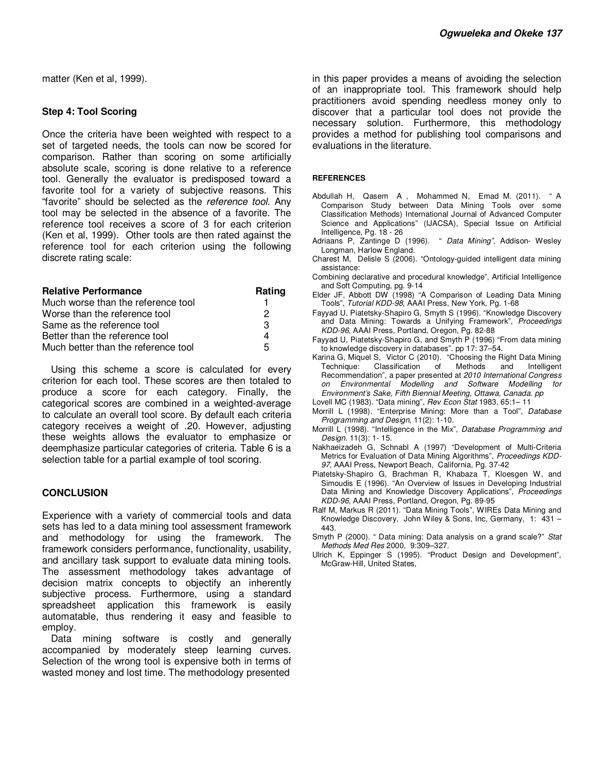matter (Ken et al, 1999).

### Step 4: Tool Scoring

Once the criteria have been weighted with respect to a set of targeted needs, the tools can now be scored for comparison. Rather than scoring on some artificially absolute scale, scoring is done relative to a reference tool. Generally the evaluator is predisposed toward a favorite tool for a variety of subjective reasons. This "favorite" should be selected as the *reference tool*. Any tool may be selected in the absence of a favorite. The reference tool receives a score of 3 for each criterion (Ken et al, 1999). Other tools are then rated against the reference tool for each criterion using the following discrete rating scale:

| **Relative Performance** | **Rating** |
|---|---|
| Much worse than the reference tool | 1 |
| Worse than the reference tool | 2 |
| Same as the reference tool | 3 |
| Better than the reference tool | 4 |
| Much better than the reference tool | 5 |

Using this scheme a score is calculated for every criterion for each tool. These scores are then totaled to produce a score for each category. Finally, the categorical scores are combined in a weighted-average to calculate an overall tool score. By default each criteria category receives a weight of .20. However, adjusting these weights allows the evaluator to emphasize or deemphasize particular categories of criteria. Table 6 is a selection table for a partial example of tool scoring.

## CONCLUSION

Experience with a variety of commercial tools and data sets has led to a data mining tool assessment framework and methodology for using the framework. The framework considers performance, functionality, usability, and ancillary task support to evaluate data mining tools. The assessment methodology takes advantage of decision matrix concepts to objectify an inherently subjective process. Furthermore, using a standard spreadsheet application this framework is easily automatable, thus rendering it easy and feasible to employ.

Data mining software is costly and generally accompanied by moderately steep learning curves. Selection of the wrong tool is expensive both in terms of wasted money and lost time. The methodology presented in this paper provides a means of avoiding the selection of an inappropriate tool. This framework should help practitioners avoid spending needless money only to discover that a particular tool does not provide the necessary solution. Furthermore, this methodology provides a method for publishing tool comparisons and evaluations in the literature.

## REFERENCES

Abdullah H, Qasem A , Mohammed N, Emad M. (2011). " A Comparison Study between Data Mining Tools over some Classification Methods) International Journal of Advanced Computer Science and Applications" (IJACSA), Special Issue on Artificial Intelligence, Pg. 18 - 26

Adriaans P, Zantinge D (1996). " *Data Mining"*, Addison- Wesley Longman, Harlow England.

Charest M, Delisle S (2006). "Ontology-guided intelligent data mining assistance:

Combining declarative and procedural knowledge", Artificial Intelligence and Soft Computing, pg. 9-14

Elder JF, Abbott DW (1998) "A Comparison of Leading Data Mining Tools", *Tutorial KDD-98*, AAAI Press, New York, Pg. 1-68

Fayyad U, Piatetsky-Shapiro G, Smyth S (1996). "Knowledge Discovery and Data Mining: Towards a Unifying Framework", *Proceedings KDD-96*, AAAI Press, Portland, Oregon, Pg. 82-88

Fayyad U, Piatetsky-Shapiro G, and Smyth P (1996) "From data mining to knowledge discovery in databases". pp 17: 37–54.

Karina G, Miquel S, Victor C (2010). "Choosing the Right Data Mining Technique: Classification of Methods and Intelligent Recommendation", a paper presented at *2010 International Congress on Environmental Modelling and Software Modelling for Environment's Sake, Fifth Biennial Meeting, Ottawa, Canada. pp*

Lovell MC (1983). "Data mining", *Rev Econ Stat* 1983, 65:1– 11

Morrill L (1998). "Enterprise Mining: More than a Tool", *Database Programming and Design*, 11(2): 1-10.

Morrill L (1998). "Intelligence in the Mix", *Database Programming and Design*. 11(3): 1- 15.

Nakhaeizadeh G, Schnabl A (1997) "Development of Multi-Criteria Metrics for Evaluation of Data Mining Algorithms", *Proceedings KDD-97*, AAAI Press, Newport Beach, California, Pg. 37-42

Piatetsky-Shapiro G, Brachman R, Khabaza T, Kloesgen W, and Simoudis E (1996). "An Overview of Issues in Developing Industrial Data Mining and Knowledge Discovery Applications", *Proceedings KDD-96*, AAAI Press, Portland, Oregon, Pg. 89-95

Ralf M, Markus R (2011). "Data Mining Tools", WIREs Data Mining and Knowledge Discovery, John Wiley & Sons, Inc, Germany, 1: 431 – 443.

Smyth P (2000). " Data mining: Data analysis on a grand scale?" *Stat Methods Med Res* 2000, 9:309–327.

Ulrich K, Eppinger S (1995). "Product Design and Development", McGraw-Hill, United States,